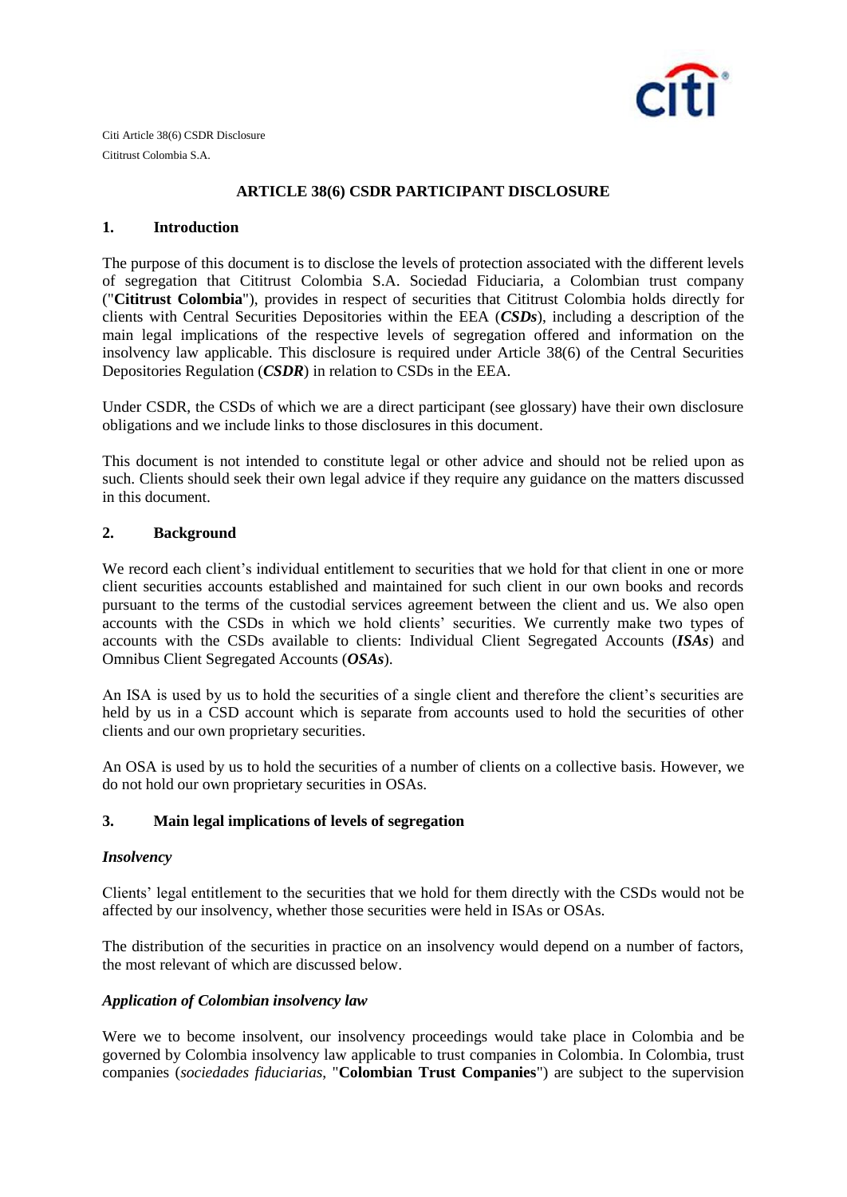Citi Article 38(6) CSDR Disclosure
Cititrust Colombia S.A.

# ARTICLE 38(6) CSDR PARTICIPANT DISCLOSURE

## 1. Introduction

The purpose of this document is to disclose the levels of protection associated with the different levels of segregation that Cititrust Colombia S.A. Sociedad Fiduciaria, a Colombian trust company ("**Cititrust Colombia**"), provides in respect of securities that Cititrust Colombia holds directly for clients with Central Securities Depositories within the EEA (***CSDs***), including a description of the main legal implications of the respective levels of segregation offered and information on the insolvency law applicable. This disclosure is required under Article 38(6) of the Central Securities Depositories Regulation (***CSDR***) in relation to CSDs in the EEA.

Under CSDR, the CSDs of which we are a direct participant (see glossary) have their own disclosure obligations and we include links to those disclosures in this document.

This document is not intended to constitute legal or other advice and should not be relied upon as such. Clients should seek their own legal advice if they require any guidance on the matters discussed in this document.

## 2. Background

We record each client's individual entitlement to securities that we hold for that client in one or more client securities accounts established and maintained for such client in our own books and records pursuant to the terms of the custodial services agreement between the client and us. We also open accounts with the CSDs in which we hold clients' securities. We currently make two types of accounts with the CSDs available to clients: Individual Client Segregated Accounts (***ISAs***) and Omnibus Client Segregated Accounts (***OSAs***).

An ISA is used by us to hold the securities of a single client and therefore the client's securities are held by us in a CSD account which is separate from accounts used to hold the securities of other clients and our own proprietary securities.

An OSA is used by us to hold the securities of a number of clients on a collective basis. However, we do not hold our own proprietary securities in OSAs.

## 3. Main legal implications of levels of segregation

### *Insolvency*

Clients' legal entitlement to the securities that we hold for them directly with the CSDs would not be affected by our insolvency, whether those securities were held in ISAs or OSAs.

The distribution of the securities in practice on an insolvency would depend on a number of factors, the most relevant of which are discussed below.

### *Application of Colombian insolvency law*

Were we to become insolvent, our insolvency proceedings would take place in Colombia and be governed by Colombia insolvency law applicable to trust companies in Colombia. In Colombia, trust companies (*sociedades fiduciarias*, "**Colombian Trust Companies**") are subject to the supervision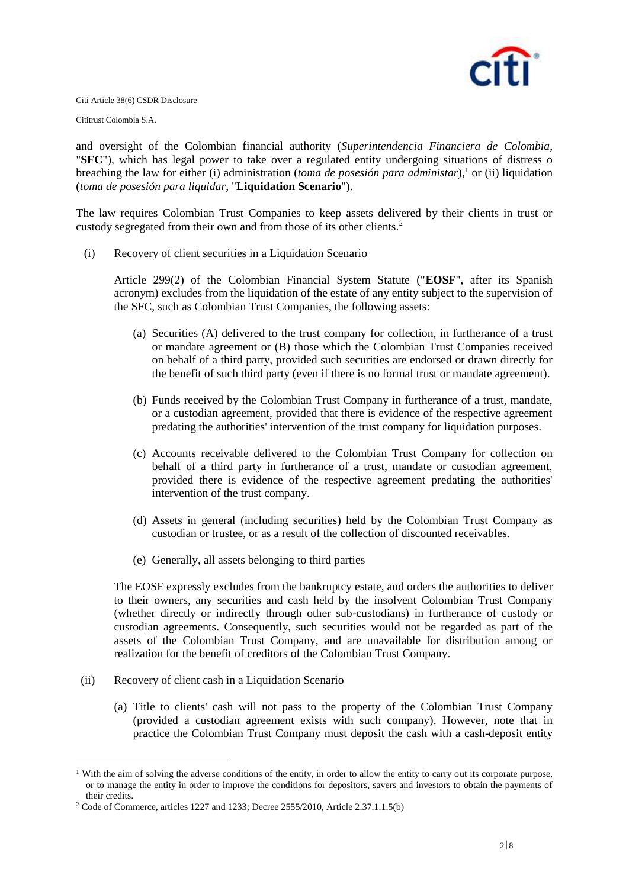and oversight of the Colombian financial authority (*Superintendencia Financiera de Colombia*, "**SFC**"), which has legal power to take over a regulated entity undergoing situations of distress o breaching the law for either (i) administration (*toma de posesión para administar*),[1] or (ii) liquidation (*toma de posesión para liquidar*, "**Liquidation Scenario**").

The law requires Colombian Trust Companies to keep assets delivered by their clients in trust or custody segregated from their own and from those of its other clients.[2]

(i) Recovery of client securities in a Liquidation Scenario

Article 299(2) of the Colombian Financial System Statute ("**EOSF**", after its Spanish acronym) excludes from the liquidation of the estate of any entity subject to the supervision of the SFC, such as Colombian Trust Companies, the following assets:

(a) Securities (A) delivered to the trust company for collection, in furtherance of a trust or mandate agreement or (B) those which the Colombian Trust Companies received on behalf of a third party, provided such securities are endorsed or drawn directly for the benefit of such third party (even if there is no formal trust or mandate agreement).

(b) Funds received by the Colombian Trust Company in furtherance of a trust, mandate, or a custodian agreement, provided that there is evidence of the respective agreement predating the authorities' intervention of the trust company for liquidation purposes.

(c) Accounts receivable delivered to the Colombian Trust Company for collection on behalf of a third party in furtherance of a trust, mandate or custodian agreement, provided there is evidence of the respective agreement predating the authorities' intervention of the trust company.

(d) Assets in general (including securities) held by the Colombian Trust Company as custodian or trustee, or as a result of the collection of discounted receivables.

(e) Generally, all assets belonging to third parties

The EOSF expressly excludes from the bankruptcy estate, and orders the authorities to deliver to their owners, any securities and cash held by the insolvent Colombian Trust Company (whether directly or indirectly through other sub-custodians) in furtherance of custody or custodian agreements. Consequently, such securities would not be regarded as part of the assets of the Colombian Trust Company, and are unavailable for distribution among or realization for the benefit of creditors of the Colombian Trust Company.

(ii) Recovery of client cash in a Liquidation Scenario

(a) Title to clients' cash will not pass to the property of the Colombian Trust Company (provided a custodian agreement exists with such company). However, note that in practice the Colombian Trust Company must deposit the cash with a cash-deposit entity

---

[1] With the aim of solving the adverse conditions of the entity, in order to allow the entity to carry out its corporate purpose, or to manage the entity in order to improve the conditions for depositors, savers and investors to obtain the payments of their credits.

[2] Code of Commerce, articles 1227 and 1233; Decree 2555/2010, Article 2.37.1.1.5(b)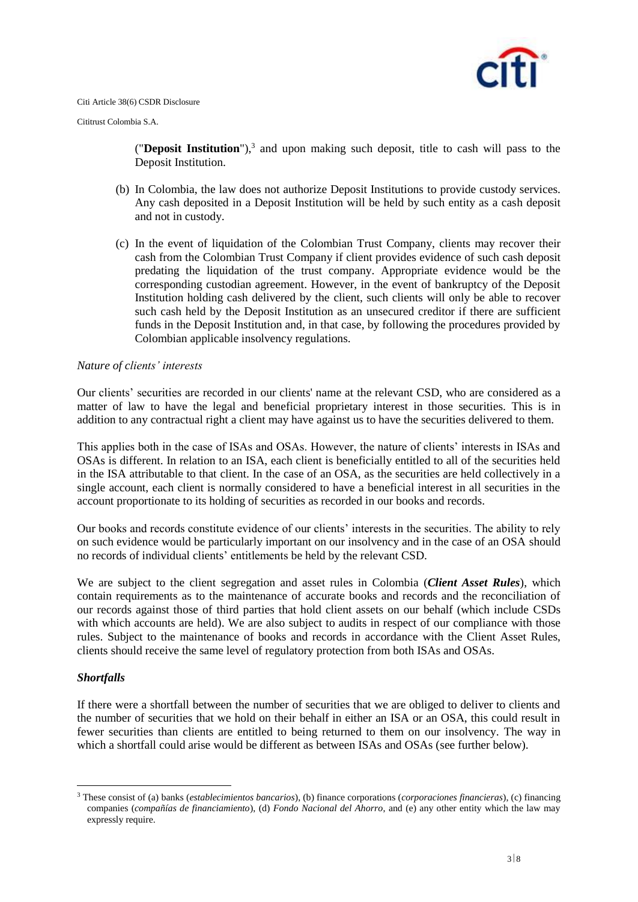("**Deposit Institution**"),[3] and upon making such deposit, title to cash will pass to the Deposit Institution.

(b) In Colombia, the law does not authorize Deposit Institutions to provide custody services. Any cash deposited in a Deposit Institution will be held by such entity as a cash deposit and not in custody.

(c) In the event of liquidation of the Colombian Trust Company, clients may recover their cash from the Colombian Trust Company if client provides evidence of such cash deposit predating the liquidation of the trust company. Appropriate evidence would be the corresponding custodian agreement. However, in the event of bankruptcy of the Deposit Institution holding cash delivered by the client, such clients will only be able to recover such cash held by the Deposit Institution as an unsecured creditor if there are sufficient funds in the Deposit Institution and, in that case, by following the procedures provided by Colombian applicable insolvency regulations.

*Nature of clients' interests*

Our clients' securities are recorded in our clients' name at the relevant CSD, who are considered as a matter of law to have the legal and beneficial proprietary interest in those securities. This is in addition to any contractual right a client may have against us to have the securities delivered to them.

This applies both in the case of ISAs and OSAs. However, the nature of clients' interests in ISAs and OSAs is different. In relation to an ISA, each client is beneficially entitled to all of the securities held in the ISA attributable to that client. In the case of an OSA, as the securities are held collectively in a single account, each client is normally considered to have a beneficial interest in all securities in the account proportionate to its holding of securities as recorded in our books and records.

Our books and records constitute evidence of our clients' interests in the securities. The ability to rely on such evidence would be particularly important on our insolvency and in the case of an OSA should no records of individual clients' entitlements be held by the relevant CSD.

We are subject to the client segregation and asset rules in Colombia (***Client Asset Rules***), which contain requirements as to the maintenance of accurate books and records and the reconciliation of our records against those of third parties that hold client assets on our behalf (which include CSDs with which accounts are held). We are also subject to audits in respect of our compliance with those rules. Subject to the maintenance of books and records in accordance with the Client Asset Rules, clients should receive the same level of regulatory protection from both ISAs and OSAs.

***Shortfalls***

If there were a shortfall between the number of securities that we are obliged to deliver to clients and the number of securities that we hold on their behalf in either an ISA or an OSA, this could result in fewer securities than clients are entitled to being returned to them on our insolvency. The way in which a shortfall could arise would be different as between ISAs and OSAs (see further below).

---

[3] These consist of (a) banks (*establecimientos bancarios*), (b) finance corporations (*corporaciones financieras*), (c) financing companies (*compañías de financiamiento*), (d) *Fondo Nacional del Ahorro*, and (e) any other entity which the law may expressly require.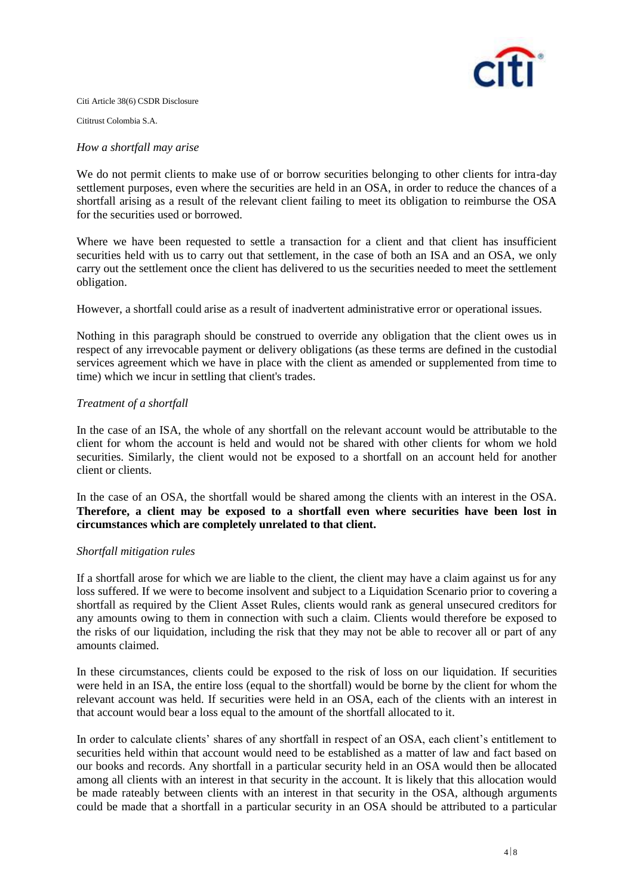*How a shortfall may arise*

We do not permit clients to make use of or borrow securities belonging to other clients for intra-day settlement purposes, even where the securities are held in an OSA, in order to reduce the chances of a shortfall arising as a result of the relevant client failing to meet its obligation to reimburse the OSA for the securities used or borrowed.

Where we have been requested to settle a transaction for a client and that client has insufficient securities held with us to carry out that settlement, in the case of both an ISA and an OSA, we only carry out the settlement once the client has delivered to us the securities needed to meet the settlement obligation.

However, a shortfall could arise as a result of inadvertent administrative error or operational issues.

Nothing in this paragraph should be construed to override any obligation that the client owes us in respect of any irrevocable payment or delivery obligations (as these terms are defined in the custodial services agreement which we have in place with the client as amended or supplemented from time to time) which we incur in settling that client's trades.

*Treatment of a shortfall*

In the case of an ISA, the whole of any shortfall on the relevant account would be attributable to the client for whom the account is held and would not be shared with other clients for whom we hold securities. Similarly, the client would not be exposed to a shortfall on an account held for another client or clients.

In the case of an OSA, the shortfall would be shared among the clients with an interest in the OSA. **Therefore, a client may be exposed to a shortfall even where securities have been lost in circumstances which are completely unrelated to that client.**

*Shortfall mitigation rules*

If a shortfall arose for which we are liable to the client, the client may have a claim against us for any loss suffered. If we were to become insolvent and subject to a Liquidation Scenario prior to covering a shortfall as required by the Client Asset Rules, clients would rank as general unsecured creditors for any amounts owing to them in connection with such a claim. Clients would therefore be exposed to the risks of our liquidation, including the risk that they may not be able to recover all or part of any amounts claimed.

In these circumstances, clients could be exposed to the risk of loss on our liquidation. If securities were held in an ISA, the entire loss (equal to the shortfall) would be borne by the client for whom the relevant account was held. If securities were held in an OSA, each of the clients with an interest in that account would bear a loss equal to the amount of the shortfall allocated to it.

In order to calculate clients' shares of any shortfall in respect of an OSA, each client's entitlement to securities held within that account would need to be established as a matter of law and fact based on our books and records. Any shortfall in a particular security held in an OSA would then be allocated among all clients with an interest in that security in the account. It is likely that this allocation would be made rateably between clients with an interest in that security in the OSA, although arguments could be made that a shortfall in a particular security in an OSA should be attributed to a particular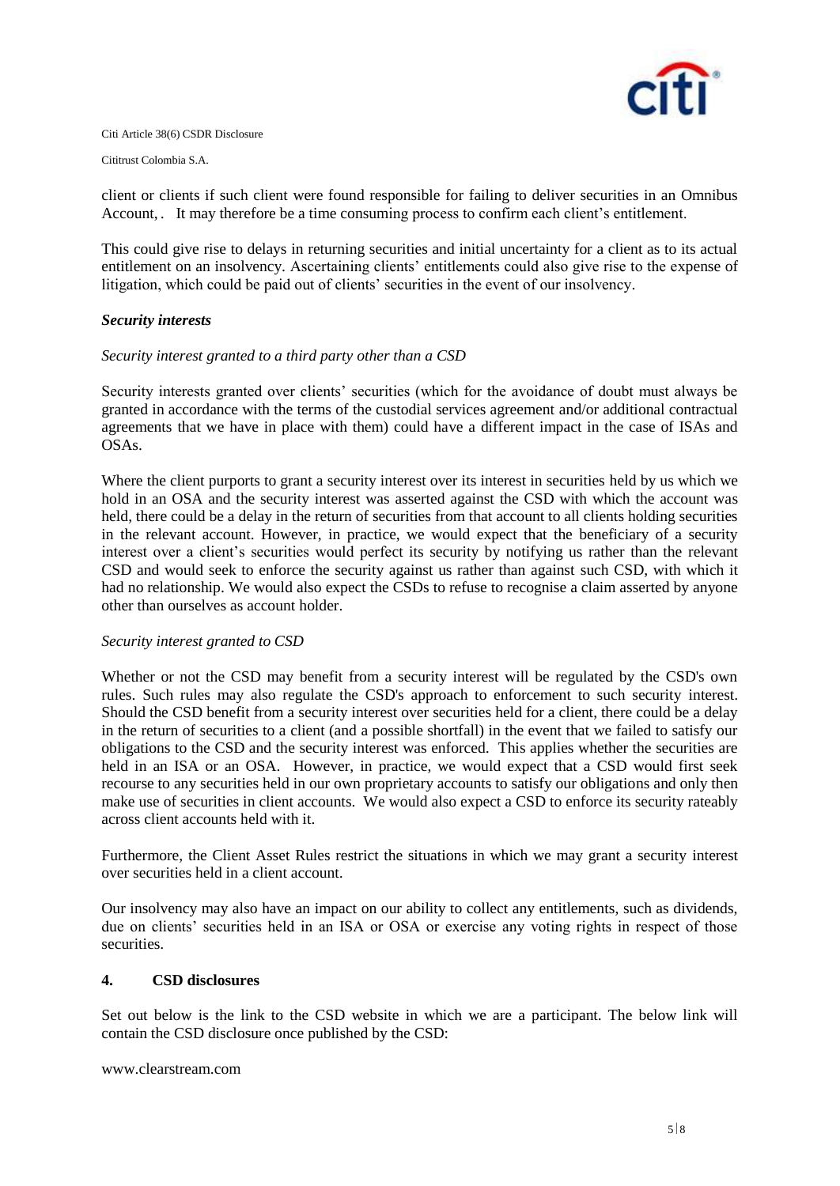client or clients if such client were found responsible for failing to deliver securities in an Omnibus Account, . It may therefore be a time consuming process to confirm each client's entitlement.

This could give rise to delays in returning securities and initial uncertainty for a client as to its actual entitlement on an insolvency. Ascertaining clients' entitlements could also give rise to the expense of litigation, which could be paid out of clients' securities in the event of our insolvency.

***Security interests***

*Security interest granted to a third party other than a CSD*

Security interests granted over clients' securities (which for the avoidance of doubt must always be granted in accordance with the terms of the custodial services agreement and/or additional contractual agreements that we have in place with them) could have a different impact in the case of ISAs and OSAs.

Where the client purports to grant a security interest over its interest in securities held by us which we hold in an OSA and the security interest was asserted against the CSD with which the account was held, there could be a delay in the return of securities from that account to all clients holding securities in the relevant account. However, in practice, we would expect that the beneficiary of a security interest over a client's securities would perfect its security by notifying us rather than the relevant CSD and would seek to enforce the security against us rather than against such CSD, with which it had no relationship. We would also expect the CSDs to refuse to recognise a claim asserted by anyone other than ourselves as account holder.

*Security interest granted to CSD*

Whether or not the CSD may benefit from a security interest will be regulated by the CSD's own rules. Such rules may also regulate the CSD's approach to enforcement to such security interest. Should the CSD benefit from a security interest over securities held for a client, there could be a delay in the return of securities to a client (and a possible shortfall) in the event that we failed to satisfy our obligations to the CSD and the security interest was enforced. This applies whether the securities are held in an ISA or an OSA. However, in practice, we would expect that a CSD would first seek recourse to any securities held in our own proprietary accounts to satisfy our obligations and only then make use of securities in client accounts. We would also expect a CSD to enforce its security rateably across client accounts held with it.

Furthermore, the Client Asset Rules restrict the situations in which we may grant a security interest over securities held in a client account.

Our insolvency may also have an impact on our ability to collect any entitlements, such as dividends, due on clients' securities held in an ISA or OSA or exercise any voting rights in respect of those securities.

## 4. CSD disclosures

Set out below is the link to the CSD website in which we are a participant. The below link will contain the CSD disclosure once published by the CSD:

www.clearstream.com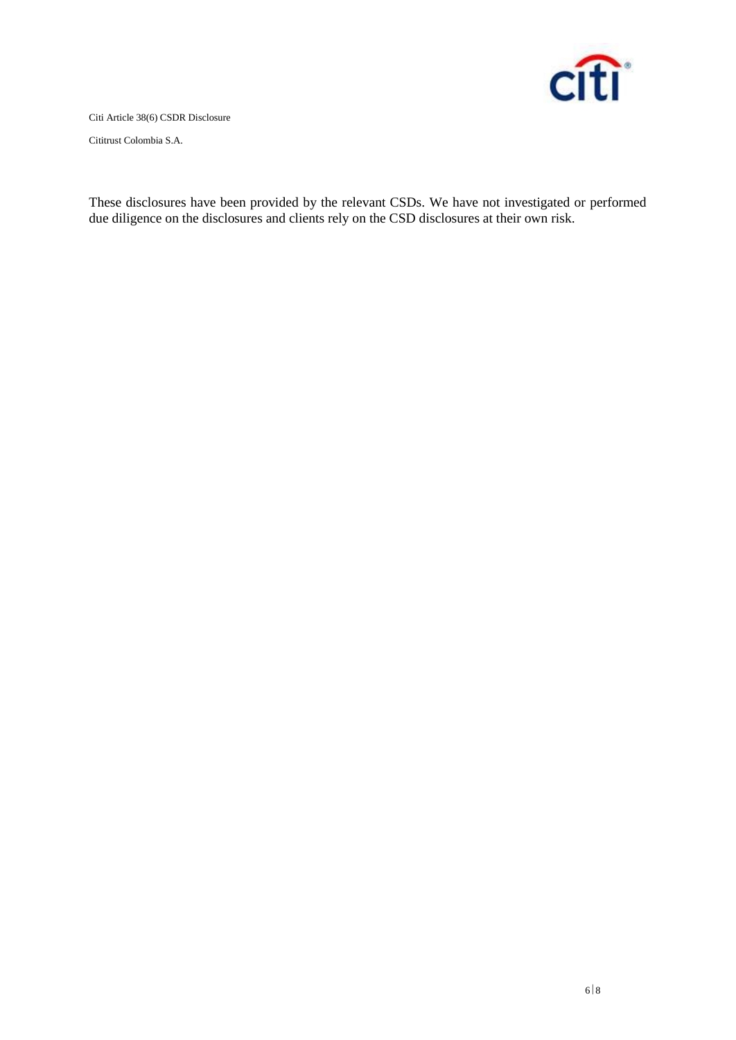These disclosures have been provided by the relevant CSDs. We have not investigated or performed due diligence on the disclosures and clients rely on the CSD disclosures at their own risk.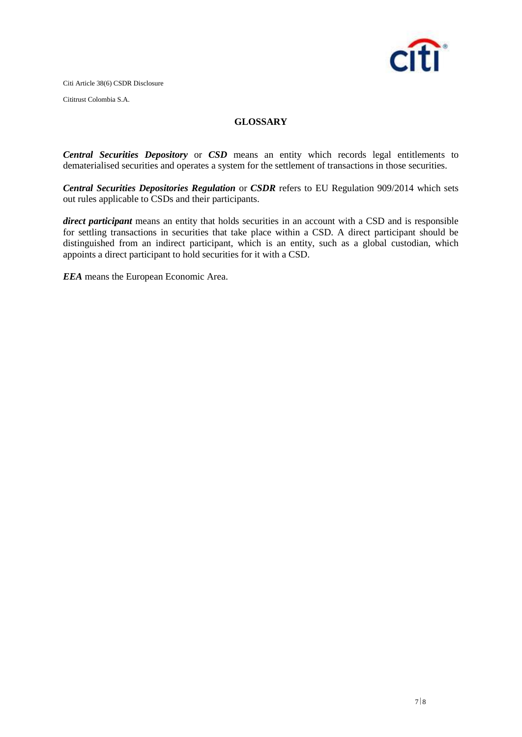## GLOSSARY

***Central Securities Depository*** or ***CSD*** means an entity which records legal entitlements to dematerialised securities and operates a system for the settlement of transactions in those securities.

***Central Securities Depositories Regulation*** or ***CSDR*** refers to EU Regulation 909/2014 which sets out rules applicable to CSDs and their participants.

***direct participant*** means an entity that holds securities in an account with a CSD and is responsible for settling transactions in securities that take place within a CSD. A direct participant should be distinguished from an indirect participant, which is an entity, such as a global custodian, which appoints a direct participant to hold securities for it with a CSD.

***EEA*** means the European Economic Area.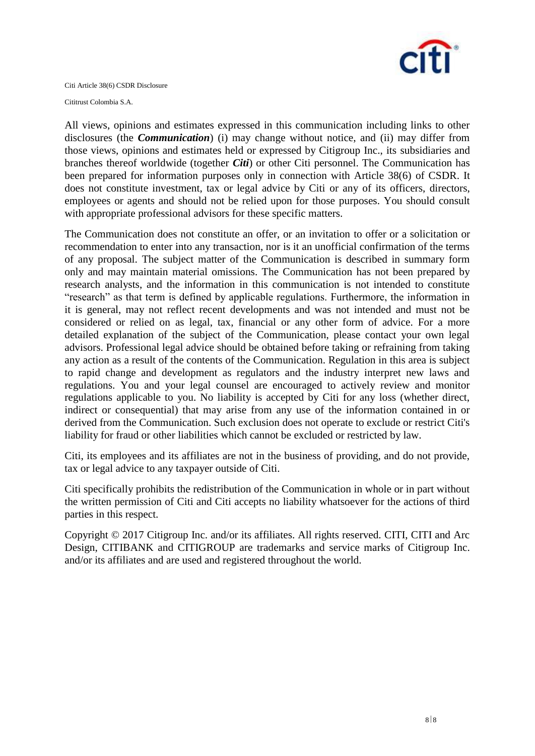All views, opinions and estimates expressed in this communication including links to other disclosures (the ***Communication***) (i) may change without notice, and (ii) may differ from those views, opinions and estimates held or expressed by Citigroup Inc., its subsidiaries and branches thereof worldwide (together ***Citi***) or other Citi personnel. The Communication has been prepared for information purposes only in connection with Article 38(6) of CSDR. It does not constitute investment, tax or legal advice by Citi or any of its officers, directors, employees or agents and should not be relied upon for those purposes. You should consult with appropriate professional advisors for these specific matters.

The Communication does not constitute an offer, or an invitation to offer or a solicitation or recommendation to enter into any transaction, nor is it an unofficial confirmation of the terms of any proposal. The subject matter of the Communication is described in summary form only and may maintain material omissions. The Communication has not been prepared by research analysts, and the information in this communication is not intended to constitute "research" as that term is defined by applicable regulations. Furthermore, the information in it is general, may not reflect recent developments and was not intended and must not be considered or relied on as legal, tax, financial or any other form of advice. For a more detailed explanation of the subject of the Communication, please contact your own legal advisors. Professional legal advice should be obtained before taking or refraining from taking any action as a result of the contents of the Communication. Regulation in this area is subject to rapid change and development as regulators and the industry interpret new laws and regulations. You and your legal counsel are encouraged to actively review and monitor regulations applicable to you. No liability is accepted by Citi for any loss (whether direct, indirect or consequential) that may arise from any use of the information contained in or derived from the Communication. Such exclusion does not operate to exclude or restrict Citi's liability for fraud or other liabilities which cannot be excluded or restricted by law.

Citi, its employees and its affiliates are not in the business of providing, and do not provide, tax or legal advice to any taxpayer outside of Citi.

Citi specifically prohibits the redistribution of the Communication in whole or in part without the written permission of Citi and Citi accepts no liability whatsoever for the actions of third parties in this respect.

Copyright © 2017 Citigroup Inc. and/or its affiliates. All rights reserved. CITI, CITI and Arc Design, CITIBANK and CITIGROUP are trademarks and service marks of Citigroup Inc. and/or its affiliates and are used and registered throughout the world.